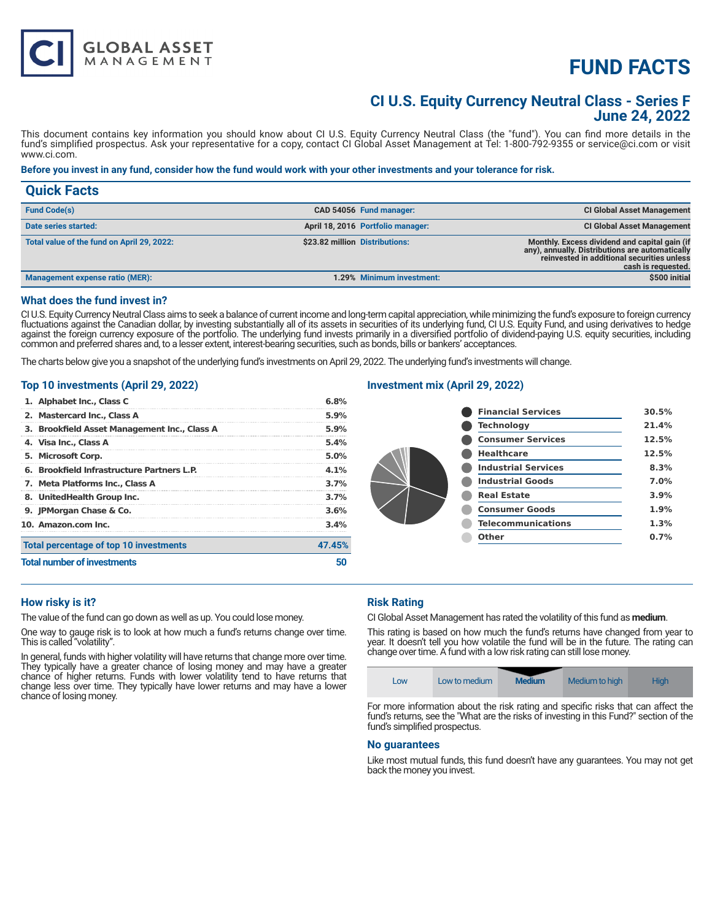# FUND FACTS

## CI U.S. Equity Currency Neutral Class - Series F
## June 24, 2022

This document contains key information you should know about CI U.S. Equity Currency Neutral Class (the "fund"). You can find more details in the fund's simplified prospectus. Ask your representative for a copy, contact CI Global Asset Management at Tel: 1-800-792-9355 or service@ci.com or visit www.ci.com.

**Before you invest in any fund, consider how the fund would work with your other investments and your tolerance for risk.**

## Quick Facts

| | | | |
|---|---|---|---|
| **Fund Code(s)** | CAD 54056 | **Fund manager:** | CI Global Asset Management |
| **Date series started:** | April 18, 2016 | **Portfolio manager:** | CI Global Asset Management |
| **Total value of the fund on April 29, 2022:** | $23.82 million | **Distributions:** | Monthly. Excess dividend and capital gain (if any), annually. Distributions are automatically reinvested in additional securities unless cash is requested. |
| **Management expense ratio (MER):** | 1.29% | **Minimum investment:** | $500 initial |

### What does the fund invest in?

CI U.S. Equity Currency Neutral Class aims to seek a balance of current income and long-term capital appreciation, while minimizing the fund's exposure to foreign currency fluctuations against the Canadian dollar, by investing substantially all of its assets in securities of its underlying fund, CI U.S. Equity Fund, and using derivatives to hedge against the foreign currency exposure of the portfolio. The underlying fund invests primarily in a diversified portfolio of dividend-paying U.S. equity securities, including common and preferred shares and, to a lesser extent, interest-bearing securities, such as bonds, bills or bankers' acceptances.

The charts below give you a snapshot of the underlying fund's investments on April 29, 2022. The underlying fund's investments will change.

### Top 10 investments (April 29, 2022)

| Investment | % |
|---|---|
| 1. Alphabet Inc., Class C | 6.8% |
| 2. Mastercard Inc., Class A | 5.9% |
| 3. Brookfield Asset Management Inc., Class A | 5.9% |
| 4. Visa Inc., Class A | 5.4% |
| 5. Microsoft Corp. | 5.0% |
| 6. Brookfield Infrastructure Partners L.P. | 4.1% |
| 7. Meta Platforms Inc., Class A | 3.7% |
| 8. UnitedHealth Group Inc. | 3.7% |
| 9. JPMorgan Chase & Co. | 3.6% |
| 10. Amazon.com Inc. | 3.4% |
| **Total percentage of top 10 investments** | **47.45%** |
| **Total number of investments** | **50** |

### Investment mix (April 29, 2022)

| Sector | % |
|---|---|
| Financial Services | 30.5% |
| Technology | 21.4% |
| Consumer Services | 12.5% |
| Healthcare | 12.5% |
| Industrial Services | 8.3% |
| Industrial Goods | 7.0% |
| Real Estate | 3.9% |
| Consumer Goods | 1.9% |
| Telecommunications | 1.3% |
| Other | 0.7% |

### How risky is it?

The value of the fund can go down as well as up. You could lose money.

One way to gauge risk is to look at how much a fund's returns change over time. This is called "volatility".

In general, funds with higher volatility will have returns that change more over time. They typically have a greater chance of losing money and may have a greater chance of higher returns. Funds with lower volatility tend to have returns that change less over time. They typically have lower returns and may have a lower chance of losing money.

### Risk Rating

CI Global Asset Management has rated the volatility of this fund as **medium**.

This rating is based on how much the fund's returns have changed from year to year. It doesn't tell you how volatile the fund will be in the future. The rating can change over time. A fund with a low risk rating can still lose money.

| Low | Low to medium | **Medium** | Medium to high | High |
|---|---|---|---|---|

For more information about the risk rating and specific risks that can affect the fund's returns, see the "What are the risks of investing in this Fund?" section of the fund's simplified prospectus.

### No guarantees

Like most mutual funds, this fund doesn't have any guarantees. You may not get back the money you invest.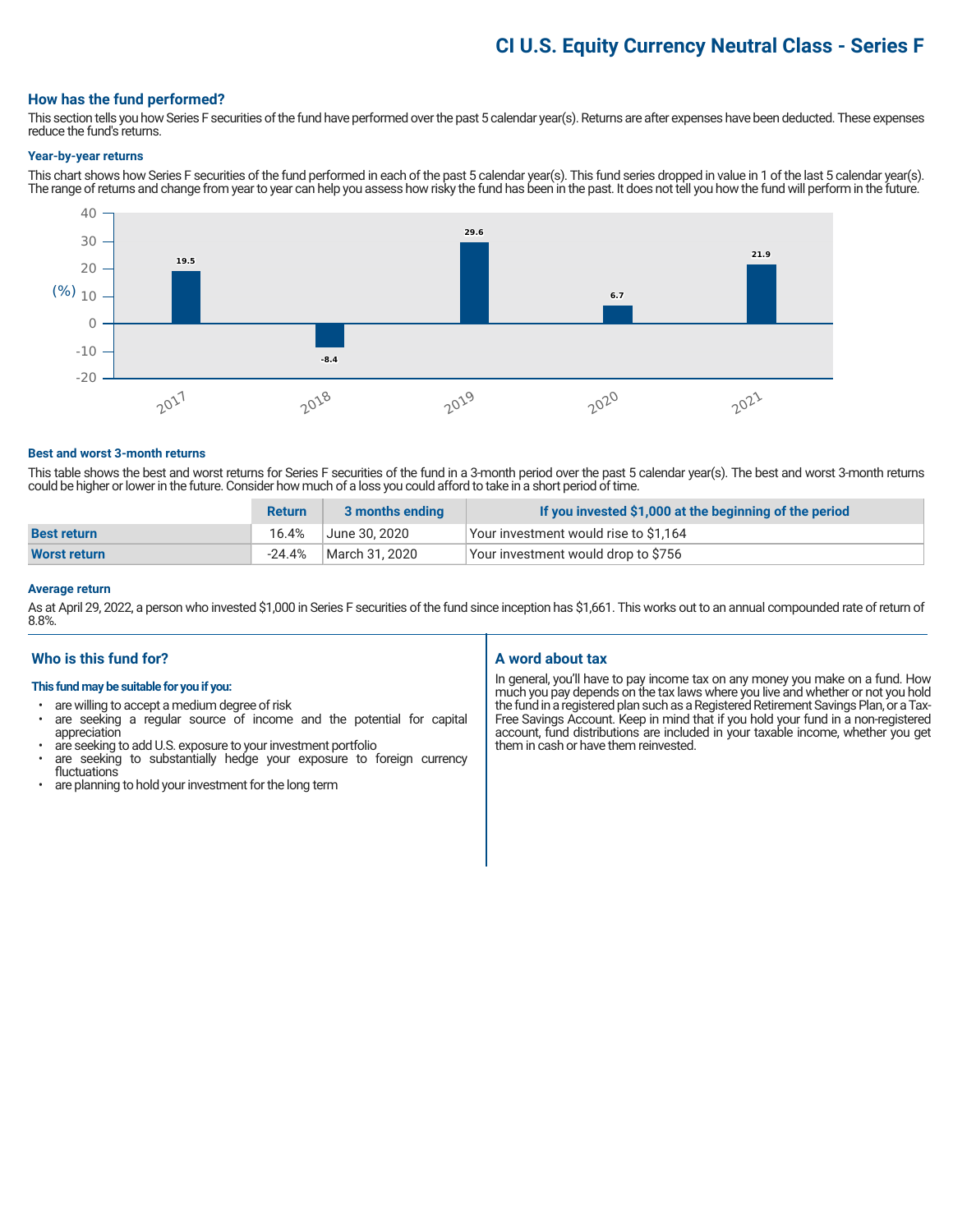# CI U.S. Equity Currency Neutral Class - Series F

## How has the fund performed?

This section tells you how Series F securities of the fund have performed over the past 5 calendar year(s). Returns are after expenses have been deducted. These expenses reduce the fund's returns.

### Year-by-year returns

This chart shows how Series F securities of the fund performed in each of the past 5 calendar year(s). This fund series dropped in value in 1 of the last 5 calendar year(s). The range of returns and change from year to year can help you assess how risky the fund has been in the past. It does not tell you how the fund will perform in the future.

| Year | Return (%) |
|---|---|
| 2017 | 19.5 |
| 2018 | -8.4 |
| 2019 | 29.6 |
| 2020 | 6.7 |
| 2021 | 21.9 |

### Best and worst 3-month returns

This table shows the best and worst returns for Series F securities of the fund in a 3-month period over the past 5 calendar year(s). The best and worst 3-month returns could be higher or lower in the future. Consider how much of a loss you could afford to take in a short period of time.

| | Return | 3 months ending | If you invested $1,000 at the beginning of the period |
|---|---|---|---|
| **Best return** | 16.4% | June 30, 2020 | Your investment would rise to $1,164 |
| **Worst return** | -24.4% | March 31, 2020 | Your investment would drop to $756 |

### Average return

As at April 29, 2022, a person who invested $1,000 in Series F securities of the fund since inception has $1,661. This works out to an annual compounded rate of return of 8.8%.

## Who is this fund for?

**This fund may be suitable for you if you:**

- are willing to accept a medium degree of risk
- are seeking a regular source of income and the potential for capital appreciation
- are seeking to add U.S. exposure to your investment portfolio
- are seeking to substantially hedge your exposure to foreign currency fluctuations
- are planning to hold your investment for the long term

## A word about tax

In general, you'll have to pay income tax on any money you make on a fund. How much you pay depends on the tax laws where you live and whether or not you hold the fund in a registered plan such as a Registered Retirement Savings Plan, or a Tax-Free Savings Account. Keep in mind that if you hold your fund in a non-registered account, fund distributions are included in your taxable income, whether you get them in cash or have them reinvested.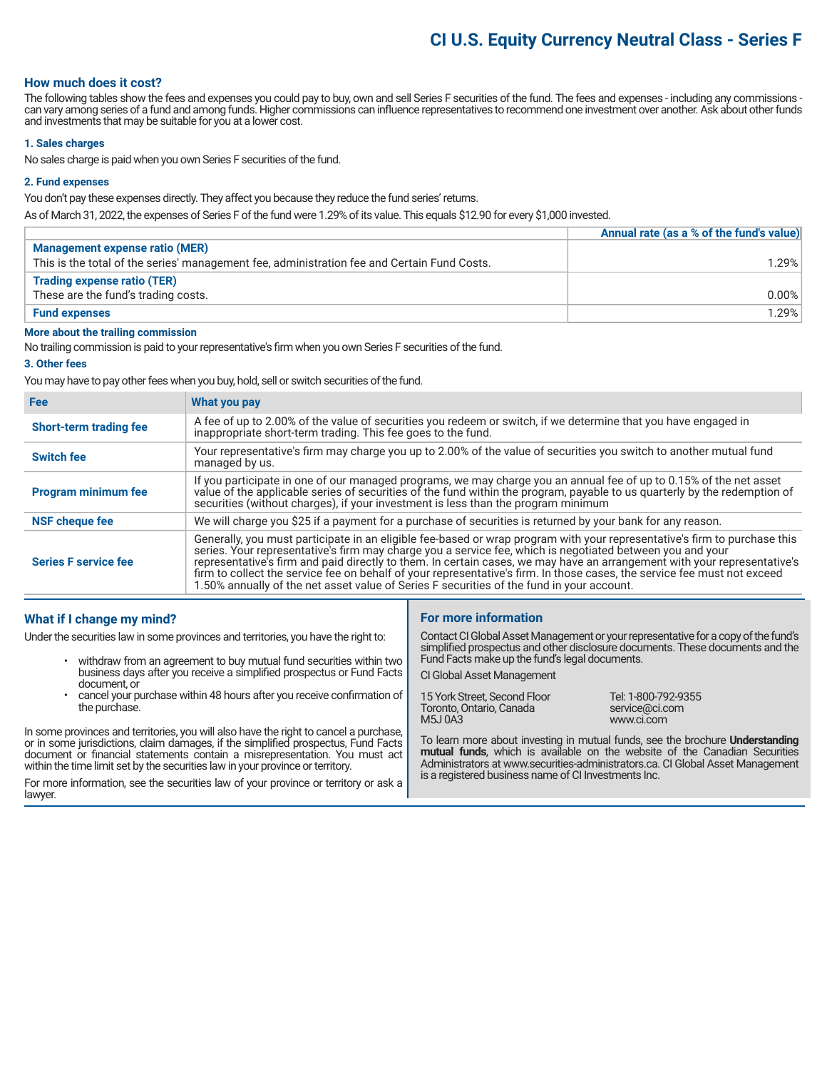# CI U.S. Equity Currency Neutral Class - Series F

## How much does it cost?

The following tables show the fees and expenses you could pay to buy, own and sell Series F securities of the fund. The fees and expenses - including any commissions - can vary among series of a fund and among funds. Higher commissions can influence representatives to recommend one investment over another. Ask about other funds and investments that may be suitable for you at a lower cost.

### 1. Sales charges

No sales charge is paid when you own Series F securities of the fund.

### 2. Fund expenses

You don't pay these expenses directly. They affect you because they reduce the fund series' returns.

As of March 31, 2022, the expenses of Series F of the fund were 1.29% of its value. This equals $12.90 for every $1,000 invested.

| | Annual rate (as a % of the fund's value) |
|---|---|
| **Management expense ratio (MER)**<br>This is the total of the series' management fee, administration fee and Certain Fund Costs. | 1.29% |
| **Trading expense ratio (TER)**<br>These are the fund's trading costs. | 0.00% |
| **Fund expenses** | 1.29% |

#### More about the trailing commission

No trailing commission is paid to your representative's firm when you own Series F securities of the fund.

### 3. Other fees

You may have to pay other fees when you buy, hold, sell or switch securities of the fund.

| Fee | What you pay |
|---|---|
| **Short-term trading fee** | A fee of up to 2.00% of the value of securities you redeem or switch, if we determine that you have engaged in inappropriate short-term trading. This fee goes to the fund. |
| **Switch fee** | Your representative's firm may charge you up to 2.00% of the value of securities you switch to another mutual fund managed by us. |
| **Program minimum fee** | If you participate in one of our managed programs, we may charge you an annual fee of up to 0.15% of the net asset value of the applicable series of securities of the fund within the program, payable to us quarterly by the redemption of securities (without charges), if your investment is less than the program minimum |
| **NSF cheque fee** | We will charge you $25 if a payment for a purchase of securities is returned by your bank for any reason. |
| **Series F service fee** | Generally, you must participate in an eligible fee-based or wrap program with your representative's firm to purchase this series. Your representative's firm may charge you a service fee, which is negotiated between you and your representative's firm and paid directly to them. In certain cases, we may have an arrangement with your representative's firm to collect the service fee on behalf of your representative's firm. In those cases, the service fee must not exceed 1.50% annually of the net asset value of Series F securities of the fund in your account. |

## What if I change my mind?

Under the securities law in some provinces and territories, you have the right to:

- withdraw from an agreement to buy mutual fund securities within two business days after you receive a simplified prospectus or Fund Facts document, or
- cancel your purchase within 48 hours after you receive confirmation of the purchase.

In some provinces and territories, you will also have the right to cancel a purchase, or in some jurisdictions, claim damages, if the simplified prospectus, Fund Facts document or financial statements contain a misrepresentation. You must act within the time limit set by the securities law in your province or territory.

For more information, see the securities law of your province or territory or ask a lawyer.

## For more information

Contact CI Global Asset Management or your representative for a copy of the fund's simplified prospectus and other disclosure documents. These documents and the Fund Facts make up the fund's legal documents.

CI Global Asset Management

15 York Street, Second Floor
Toronto, Ontario, Canada
M5J 0A3

Tel: 1-800-792-9355
service@ci.com
www.ci.com

To learn more about investing in mutual funds, see the brochure **Understanding mutual funds**, which is available on the website of the Canadian Securities Administrators at www.securities-administrators.ca. CI Global Asset Management is a registered business name of CI Investments Inc.